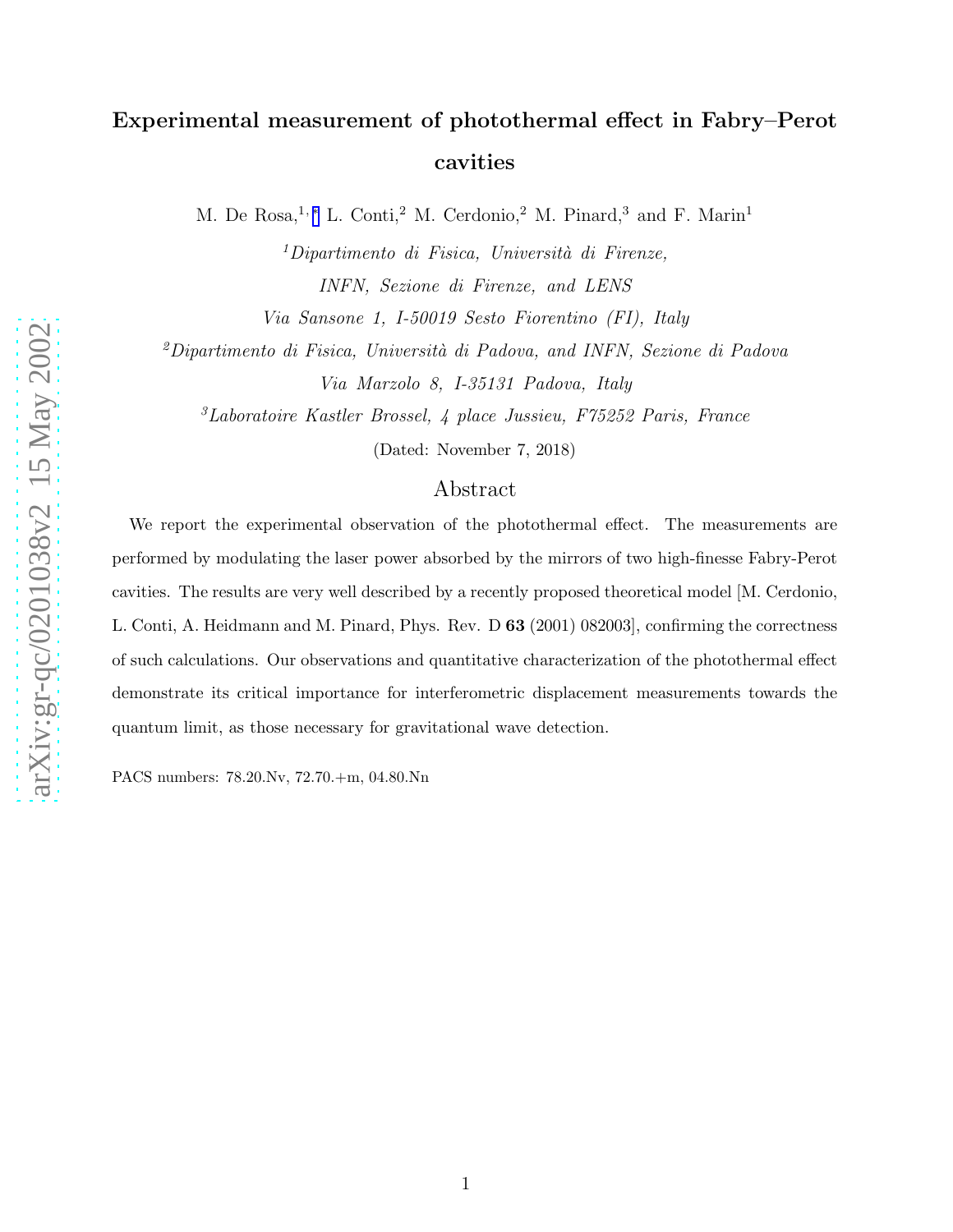# Experimental measurement of photothermal effect in Fabry–Perot cavities

M. De Rosa,[1,*] L. Conti,[2] M. Cerdonio,[2] M. Pinard,[3] and F. Marin[1]

[1]*Dipartimento di Fisica, Università di Firenze, INFN, Sezione di Firenze, and LENS Via Sansone 1, I-50019 Sesto Fiorentino (FI), Italy*

[2]*Dipartimento di Fisica, Università di Padova, and INFN, Sezione di Padova Via Marzolo 8, I-35131 Padova, Italy*

[3]*Laboratoire Kastler Brossel, 4 place Jussieu, F75252 Paris, France*

(Dated: November 7, 2018)

## Abstract

We report the experimental observation of the photothermal effect. The measurements are performed by modulating the laser power absorbed by the mirrors of two high-finesse Fabry-Perot cavities. The results are very well described by a recently proposed theoretical model [M. Cerdonio, L. Conti, A. Heidmann and M. Pinard, Phys. Rev. D **63** (2001) 082003], confirming the correctness of such calculations. Our observations and quantitative characterization of the photothermal effect demonstrate its critical importance for interferometric displacement measurements towards the quantum limit, as those necessary for gravitational wave detection.

PACS numbers: 78.20.Nv, 72.70.+m, 04.80.Nn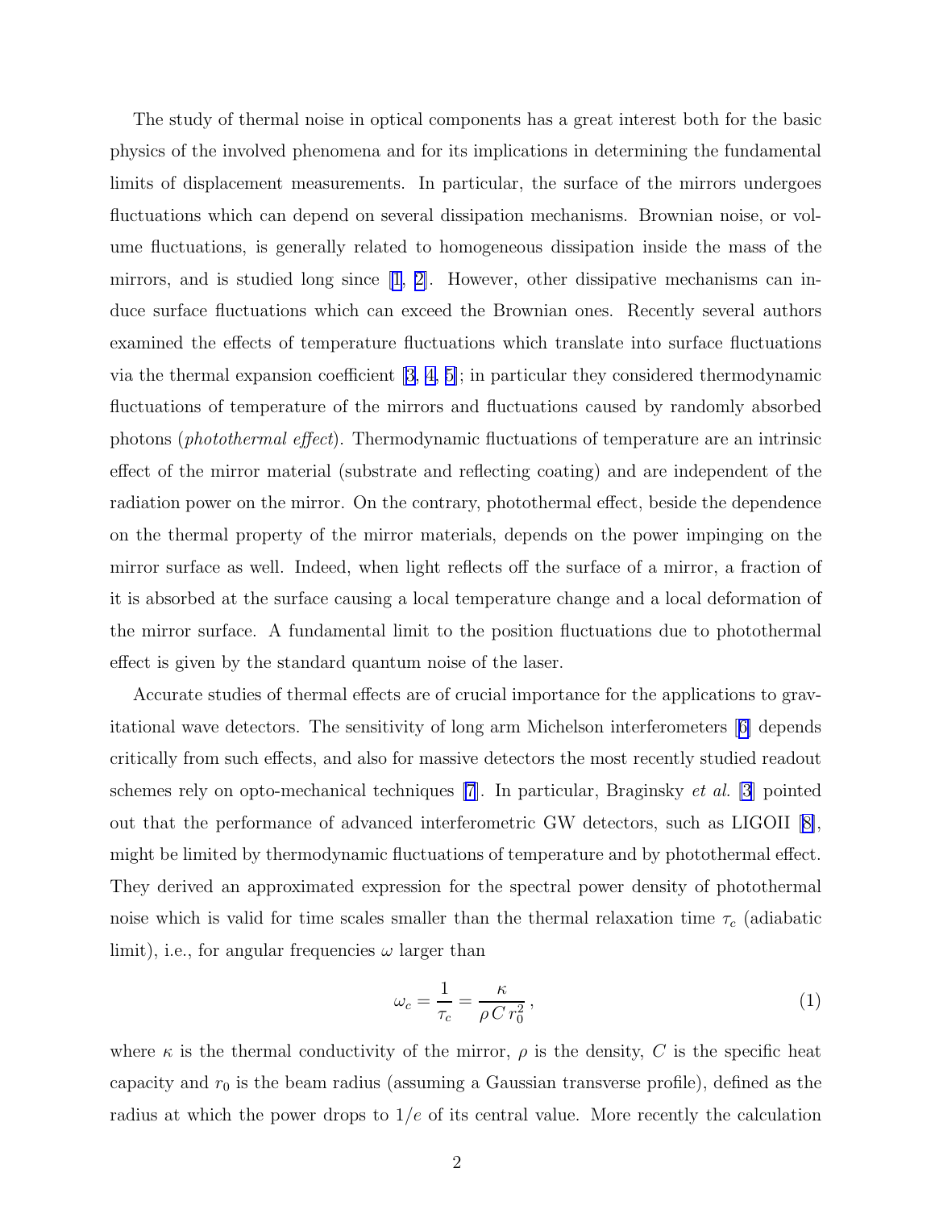The study of thermal noise in optical components has a great interest both for the basic physics of the involved phenomena and for its implications in determining the fundamental limits of displacement measurements. In particular, the surface of the mirrors undergoes fluctuations which can depend on several dissipation mechanisms. Brownian noise, or volume fluctuations, is generally related to homogeneous dissipation inside the mass of the mirrors, and is studied long since [1, 2]. However, other dissipative mechanisms can induce surface fluctuations which can exceed the Brownian ones. Recently several authors examined the effects of temperature fluctuations which translate into surface fluctuations via the thermal expansion coefficient [3, 4, 5]; in particular they considered thermodynamic fluctuations of temperature of the mirrors and fluctuations caused by randomly absorbed photons (*photothermal effect*). Thermodynamic fluctuations of temperature are an intrinsic effect of the mirror material (substrate and reflecting coating) and are independent of the radiation power on the mirror. On the contrary, photothermal effect, beside the dependence on the thermal property of the mirror materials, depends on the power impinging on the mirror surface as well. Indeed, when light reflects off the surface of a mirror, a fraction of it is absorbed at the surface causing a local temperature change and a local deformation of the mirror surface. A fundamental limit to the position fluctuations due to photothermal effect is given by the standard quantum noise of the laser.

Accurate studies of thermal effects are of crucial importance for the applications to gravitational wave detectors. The sensitivity of long arm Michelson interferometers [6] depends critically from such effects, and also for massive detectors the most recently studied readout schemes rely on opto-mechanical techniques [7]. In particular, Braginsky *et al.* [3] pointed out that the performance of advanced interferometric GW detectors, such as LIGOII [8], might be limited by thermodynamic fluctuations of temperature and by photothermal effect. They derived an approximated expression for the spectral power density of photothermal noise which is valid for time scales smaller than the thermal relaxation time $\tau_c$ (adiabatic limit), i.e., for angular frequencies $\omega$ larger than

$$\omega_c = \frac{1}{\tau_c} = \frac{\kappa}{\rho\, C\, r_0^2}\,, \tag{1}$$

where $\kappa$ is the thermal conductivity of the mirror, $\rho$ is the density, $C$ is the specific heat capacity and $r_0$ is the beam radius (assuming a Gaussian transverse profile), defined as the radius at which the power drops to $1/e$ of its central value. More recently the calculation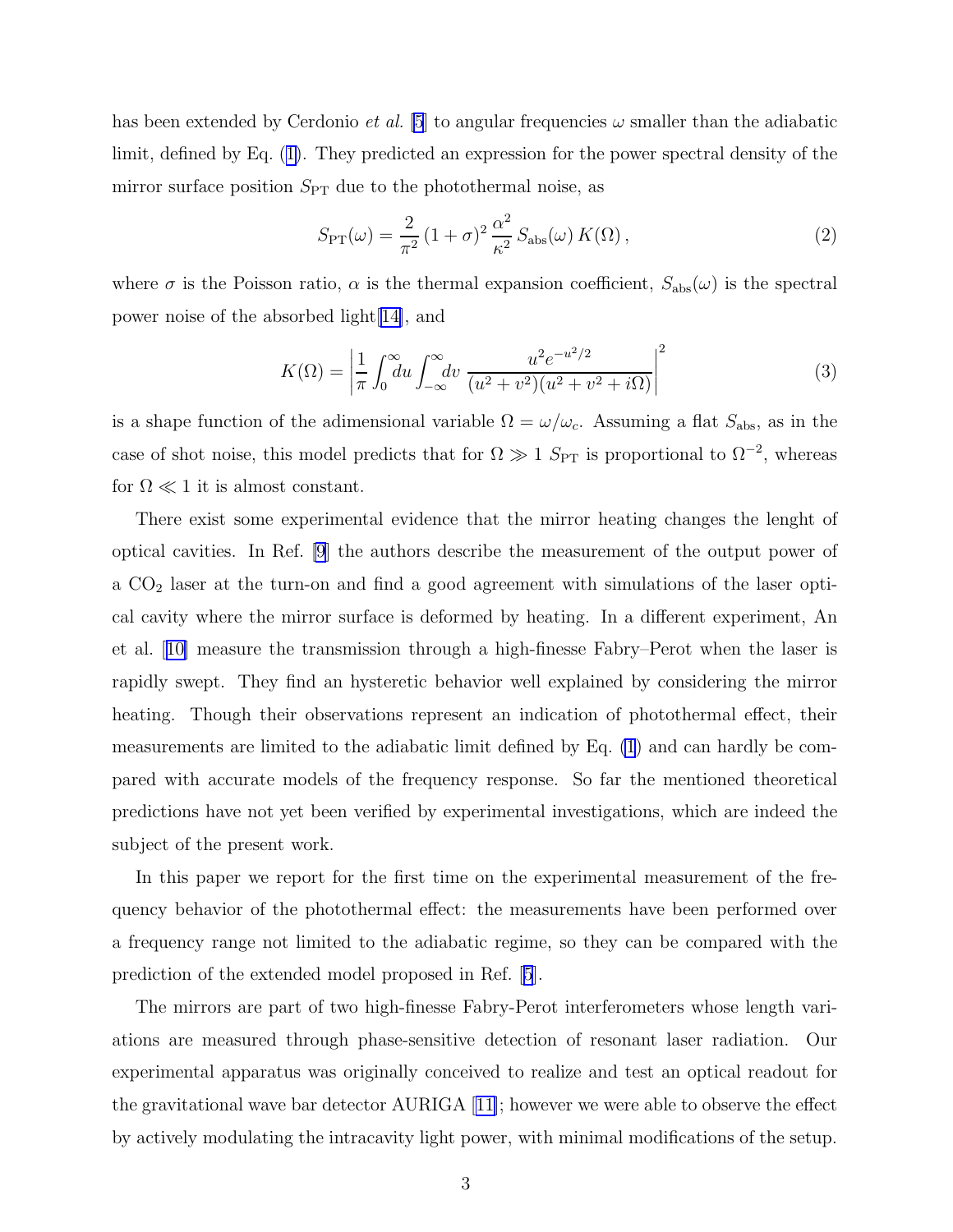has been extended by Cerdonio *et al.* [5] to angular frequencies $\omega$ smaller than the adiabatic limit, defined by Eq. (1). They predicted an expression for the power spectral density of the mirror surface position $S_{\rm PT}$ due to the photothermal noise, as

$$S_{\rm PT}(\omega) = \frac{2}{\pi^2}\,(1+\sigma)^2\,\frac{\alpha^2}{\kappa^2}\,S_{\rm abs}(\omega)\,K(\Omega)\,, \tag{2}$$

where $\sigma$ is the Poisson ratio, $\alpha$ is the thermal expansion coefficient, $S_{\rm abs}(\omega)$ is the spectral power noise of the absorbed light[14], and

$$K(\Omega) = \left|\frac{1}{\pi}\int_0^\infty\!du\int_{-\infty}^\infty\!dv\;\frac{u^2 e^{-u^2/2}}{(u^2+v^2)(u^2+v^2+i\Omega)}\right|^2 \tag{3}$$

is a shape function of the adimensional variable $\Omega = \omega/\omega_c$. Assuming a flat $S_{\rm abs}$, as in the case of shot noise, this model predicts that for $\Omega \gg 1$ $S_{\rm PT}$ is proportional to $\Omega^{-2}$, whereas for $\Omega \ll 1$ it is almost constant.

There exist some experimental evidence that the mirror heating changes the lenght of optical cavities. In Ref. [9] the authors describe the measurement of the output power of a $CO_2$ laser at the turn-on and find a good agreement with simulations of the laser optical cavity where the mirror surface is deformed by heating. In a different experiment, An et al. [10] measure the transmission through a high-finesse Fabry–Perot when the laser is rapidly swept. They find an hysteretic behavior well explained by considering the mirror heating. Though their observations represent an indication of photothermal effect, their measurements are limited to the adiabatic limit defined by Eq. (1) and can hardly be compared with accurate models of the frequency response. So far the mentioned theoretical predictions have not yet been verified by experimental investigations, which are indeed the subject of the present work.

In this paper we report for the first time on the experimental measurement of the frequency behavior of the photothermal effect: the measurements have been performed over a frequency range not limited to the adiabatic regime, so they can be compared with the prediction of the extended model proposed in Ref. [5].

The mirrors are part of two high-finesse Fabry-Perot interferometers whose length variations are measured through phase-sensitive detection of resonant laser radiation. Our experimental apparatus was originally conceived to realize and test an optical readout for the gravitational wave bar detector AURIGA [11]; however we were able to observe the effect by actively modulating the intracavity light power, with minimal modifications of the setup.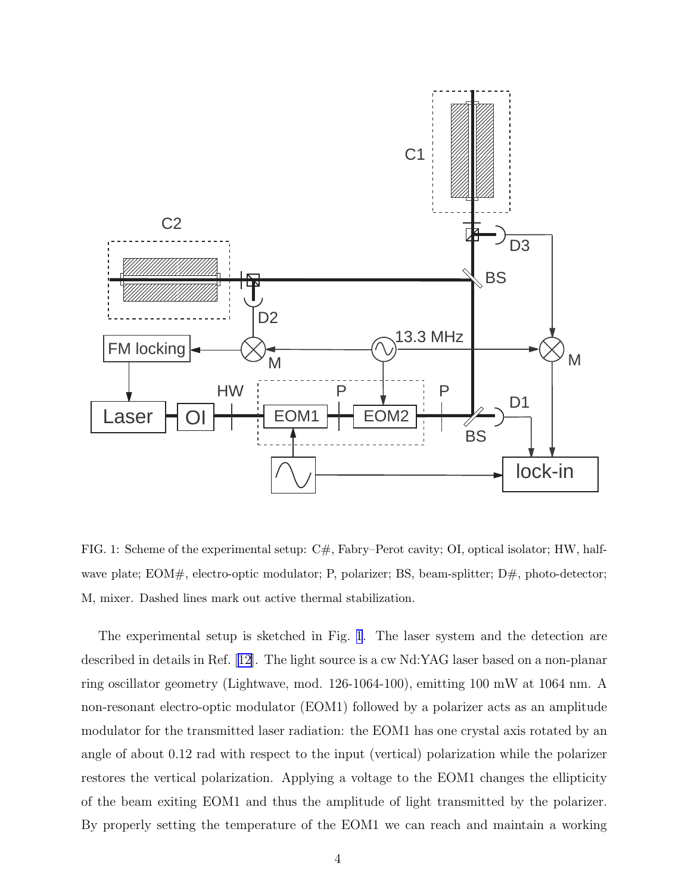FIG. 1: Scheme of the experimental setup: C#, Fabry–Perot cavity; OI, optical isolator; HW, half-wave plate; EOM#, electro-optic modulator; P, polarizer; BS, beam-splitter; D#, photo-detector; M, mixer. Dashed lines mark out active thermal stabilization.

The experimental setup is sketched in Fig. 1. The laser system and the detection are described in details in Ref. [12]. The light source is a cw Nd:YAG laser based on a non-planar ring oscillator geometry (Lightwave, mod. 126-1064-100), emitting 100 mW at 1064 nm. A non-resonant electro-optic modulator (EOM1) followed by a polarizer acts as an amplitude modulator for the transmitted laser radiation: the EOM1 has one crystal axis rotated by an angle of about 0.12 rad with respect to the input (vertical) polarization while the polarizer restores the vertical polarization. Applying a voltage to the EOM1 changes the ellipticity of the beam exiting EOM1 and thus the amplitude of light transmitted by the polarizer. By properly setting the temperature of the EOM1 we can reach and maintain a working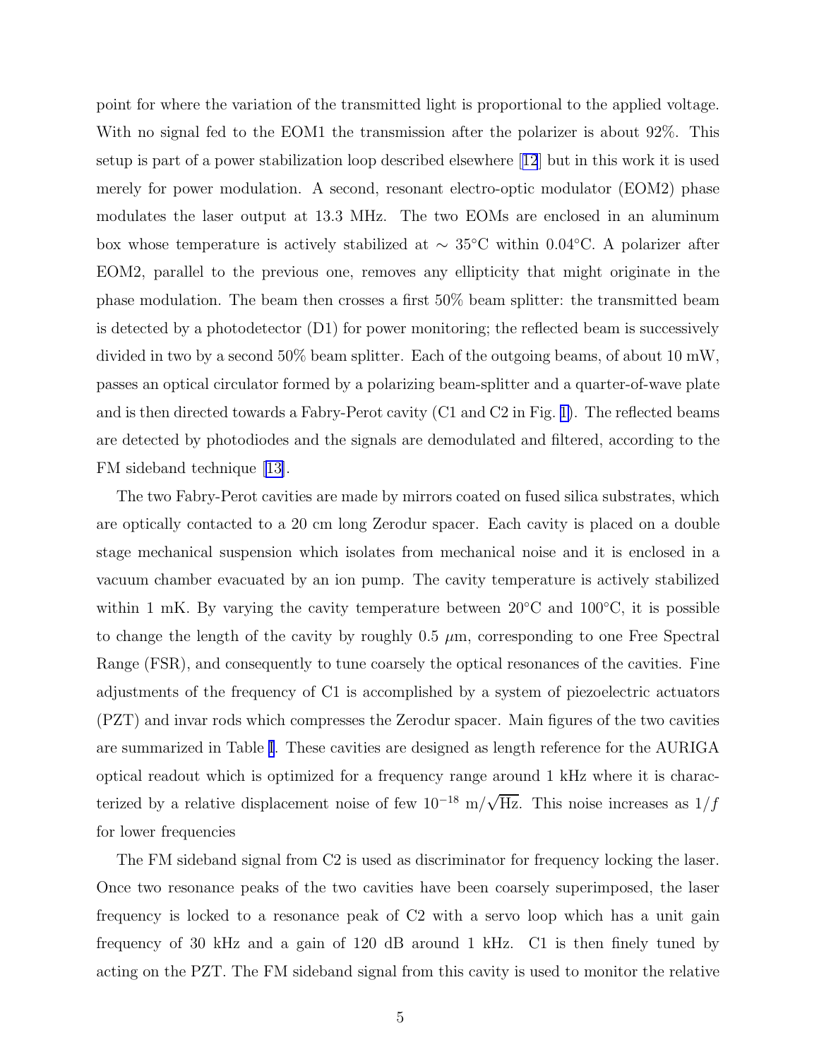point for where the variation of the transmitted light is proportional to the applied voltage. With no signal fed to the EOM1 the transmission after the polarizer is about 92%. This setup is part of a power stabilization loop described elsewhere [12] but in this work it is used merely for power modulation. A second, resonant electro-optic modulator (EOM2) phase modulates the laser output at 13.3 MHz. The two EOMs are enclosed in an aluminum box whose temperature is actively stabilized at $\sim 35°$C within 0.04°C. A polarizer after EOM2, parallel to the previous one, removes any ellipticity that might originate in the phase modulation. The beam then crosses a first 50% beam splitter: the transmitted beam is detected by a photodetector (D1) for power monitoring; the reflected beam is successively divided in two by a second 50% beam splitter. Each of the outgoing beams, of about 10 mW, passes an optical circulator formed by a polarizing beam-splitter and a quarter-of-wave plate and is then directed towards a Fabry-Perot cavity (C1 and C2 in Fig. 1). The reflected beams are detected by photodiodes and the signals are demodulated and filtered, according to the FM sideband technique [13].

The two Fabry-Perot cavities are made by mirrors coated on fused silica substrates, which are optically contacted to a 20 cm long Zerodur spacer. Each cavity is placed on a double stage mechanical suspension which isolates from mechanical noise and it is enclosed in a vacuum chamber evacuated by an ion pump. The cavity temperature is actively stabilized within 1 mK. By varying the cavity temperature between 20°C and 100°C, it is possible to change the length of the cavity by roughly 0.5 $\mu$m, corresponding to one Free Spectral Range (FSR), and consequently to tune coarsely the optical resonances of the cavities. Fine adjustments of the frequency of C1 is accomplished by a system of piezoelectric actuators (PZT) and invar rods which compresses the Zerodur spacer. Main figures of the two cavities are summarized in Table I. These cavities are designed as length reference for the AURIGA optical readout which is optimized for a frequency range around 1 kHz where it is characterized by a relative displacement noise of few $10^{-18}$ m/$\sqrt{\text{Hz}}$. This noise increases as $1/f$ for lower frequencies

The FM sideband signal from C2 is used as discriminator for frequency locking the laser. Once two resonance peaks of the two cavities have been coarsely superimposed, the laser frequency is locked to a resonance peak of C2 with a servo loop which has a unit gain frequency of 30 kHz and a gain of 120 dB around 1 kHz. C1 is then finely tuned by acting on the PZT. The FM sideband signal from this cavity is used to monitor the relative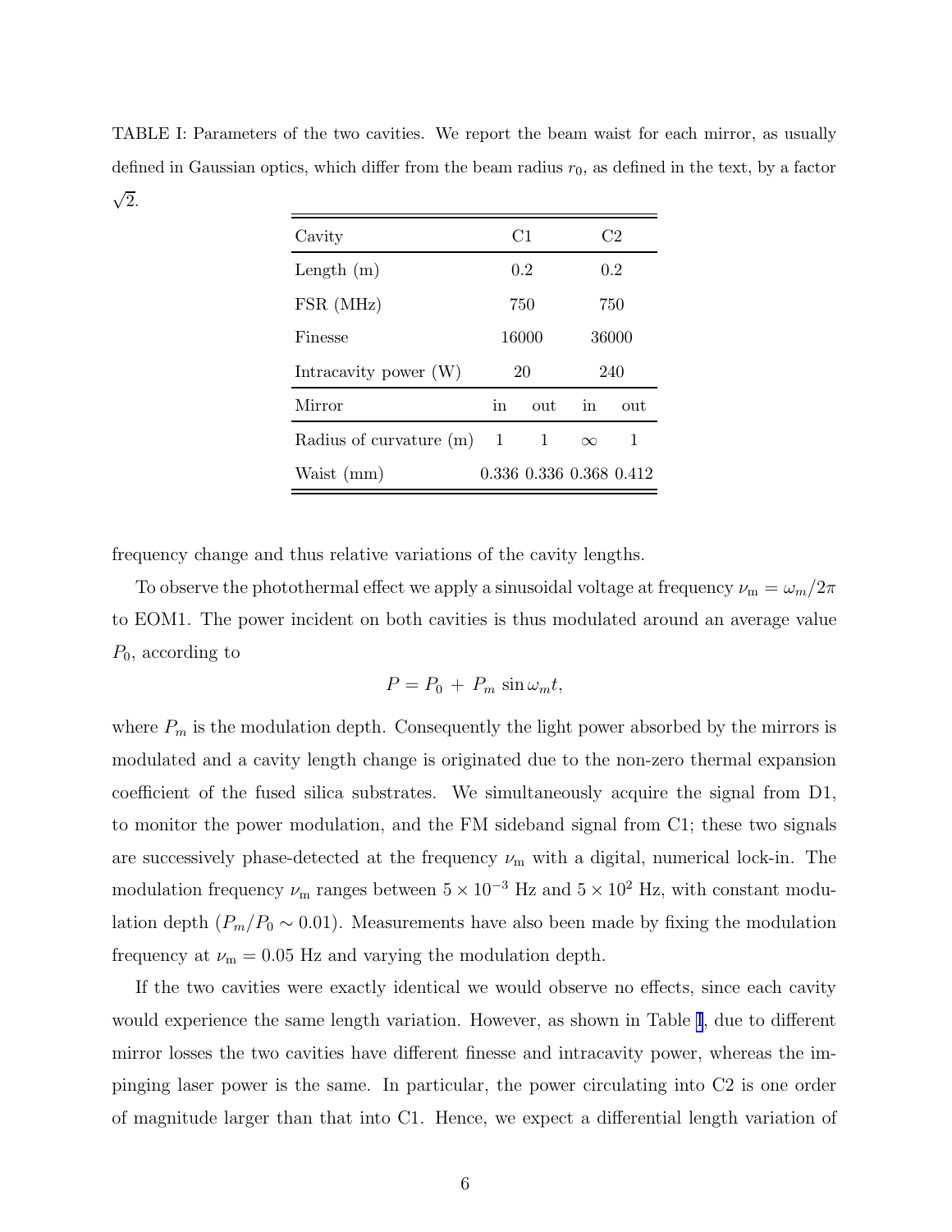TABLE I: Parameters of the two cavities. We report the beam waist for each mirror, as usually defined in Gaussian optics, which differ from the beam radius $r_0$, as defined in the text, by a factor $\sqrt{2}$.

| Cavity | C1 | | C2 | |
|---|---|---|---|---|
| Length (m) | 0.2 | | 0.2 | |
| FSR (MHz) | 750 | | 750 | |
| Finesse | 16000 | | 36000 | |
| Intracavity power (W) | 20 | | 240 | |
| Mirror | in | out | in | out |
| Radius of curvature (m) | 1 | 1 | $\infty$ | 1 |
| Waist (mm) | 0.336 | 0.336 | 0.368 | 0.412 |

frequency change and thus relative variations of the cavity lengths.

To observe the photothermal effect we apply a sinusoidal voltage at frequency $\nu_{\mathrm{m}} = \omega_m/2\pi$ to EOM1. The power incident on both cavities is thus modulated around an average value $P_0$, according to

$$P = P_0 + P_m \sin \omega_m t,$$

where $P_m$ is the modulation depth. Consequently the light power absorbed by the mirrors is modulated and a cavity length change is originated due to the non-zero thermal expansion coefficient of the fused silica substrates. We simultaneously acquire the signal from D1, to monitor the power modulation, and the FM sideband signal from C1; these two signals are successively phase-detected at the frequency $\nu_{\mathrm{m}}$ with a digital, numerical lock-in. The modulation frequency $\nu_{\mathrm{m}}$ ranges between $5 \times 10^{-3}$ Hz and $5 \times 10^{2}$ Hz, with constant modulation depth ($P_m/P_0 \sim 0.01$). Measurements have also been made by fixing the modulation frequency at $\nu_{\mathrm{m}} = 0.05$ Hz and varying the modulation depth.

If the two cavities were exactly identical we would observe no effects, since each cavity would experience the same length variation. However, as shown in Table I, due to different mirror losses the two cavities have different finesse and intracavity power, whereas the impinging laser power is the same. In particular, the power circulating into C2 is one order of magnitude larger than that into C1. Hence, we expect a differential length variation of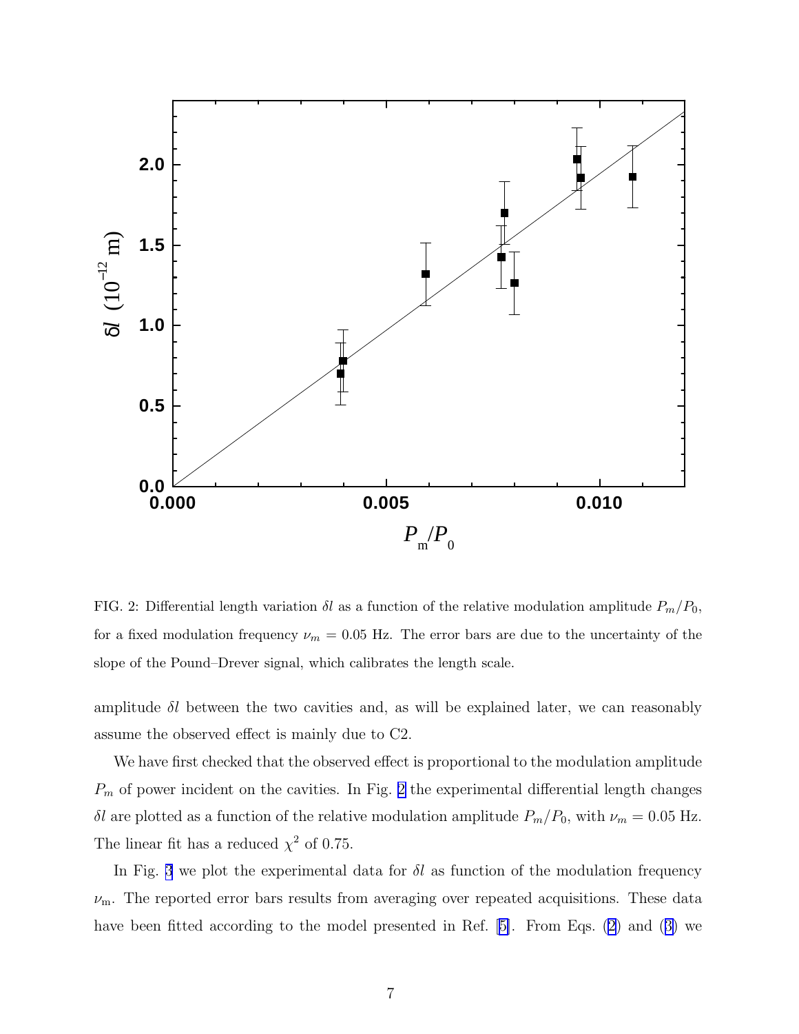FIG. 2: Differential length variation $\delta l$ as a function of the relative modulation amplitude $P_m/P_0$, for a fixed modulation frequency $\nu_m = 0.05$ Hz. The error bars are due to the uncertainty of the slope of the Pound–Drever signal, which calibrates the length scale.

amplitude $\delta l$ between the two cavities and, as will be explained later, we can reasonably assume the observed effect is mainly due to C2.

We have first checked that the observed effect is proportional to the modulation amplitude $P_m$ of power incident on the cavities. In Fig. 2 the experimental differential length changes $\delta l$ are plotted as a function of the relative modulation amplitude $P_m/P_0$, with $\nu_m = 0.05$ Hz. The linear fit has a reduced $\chi^2$ of 0.75.

In Fig. 3 we plot the experimental data for $\delta l$ as function of the modulation frequency $\nu_{\rm m}$. The reported error bars results from averaging over repeated acquisitions. These data have been fitted according to the model presented in Ref. [5]. From Eqs. (2) and (3) we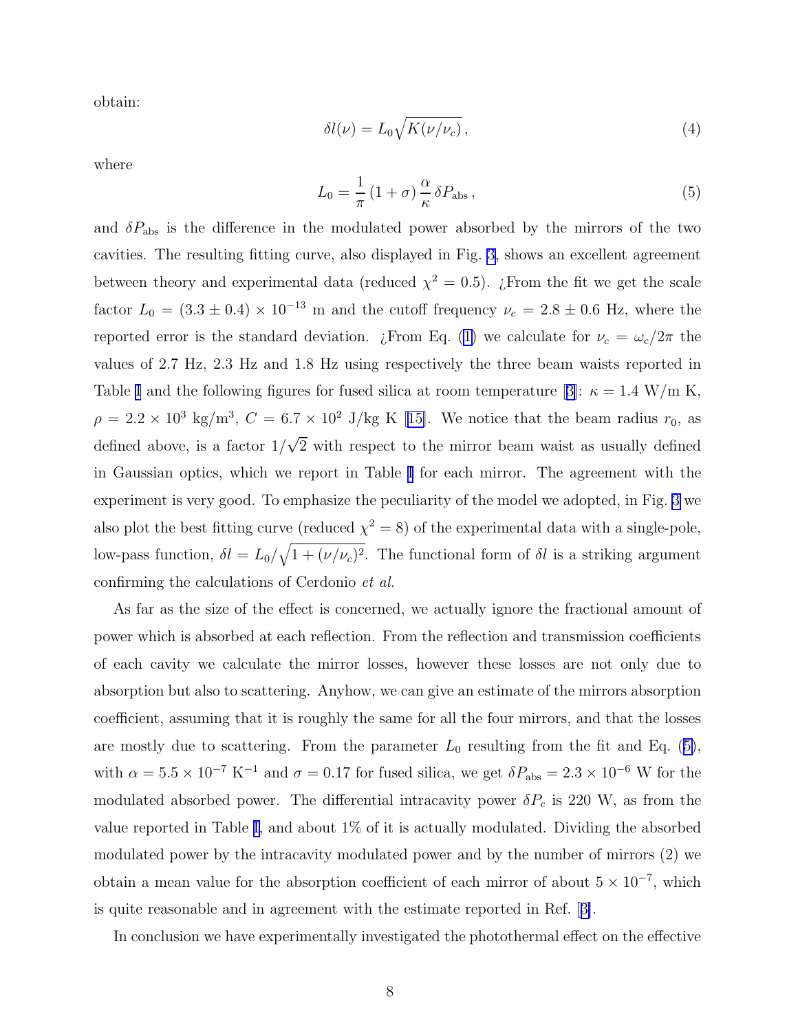obtain:

$$\delta l(\nu) = L_0 \sqrt{K(\nu/\nu_c)}\,, \tag{4}$$

where

$$L_0 = \frac{1}{\pi}\,(1+\sigma)\,\frac{\alpha}{\kappa}\,\delta P_{\rm abs}\,, \tag{5}$$

and $\delta P_{\rm abs}$ is the difference in the modulated power absorbed by the mirrors of the two cavities. The resulting fitting curve, also displayed in Fig. 3, shows an excellent agreement between theory and experimental data (reduced $\chi^2 = 0.5$). ¿From the fit we get the scale factor $L_0 = (3.3 \pm 0.4) \times 10^{-13}$ m and the cutoff frequency $\nu_c = 2.8 \pm 0.6$ Hz, where the reported error is the standard deviation. ¿From Eq. (1) we calculate for $\nu_c = \omega_c/2\pi$ the values of 2.7 Hz, 2.3 Hz and 1.8 Hz using respectively the three beam waists reported in Table I and the following figures for fused silica at room temperature [3]: $\kappa = 1.4$ W/m K, $\rho = 2.2 \times 10^3$ kg/m$^3$, $C = 6.7 \times 10^2$ J/kg K [15]. We notice that the beam radius $r_0$, as defined above, is a factor $1/\sqrt{2}$ with respect to the mirror beam waist as usually defined in Gaussian optics, which we report in Table I for each mirror. The agreement with the experiment is very good. To emphasize the peculiarity of the model we adopted, in Fig. 3 we also plot the best fitting curve (reduced $\chi^2 = 8$) of the experimental data with a single-pole, low-pass function, $\delta l = L_0/\sqrt{1+(\nu/\nu_c)^2}$. The functional form of $\delta l$ is a striking argument confirming the calculations of Cerdonio *et al.*

As far as the size of the effect is concerned, we actually ignore the fractional amount of power which is absorbed at each reflection. From the reflection and transmission coefficients of each cavity we calculate the mirror losses, however these losses are not only due to absorption but also to scattering. Anyhow, we can give an estimate of the mirrors absorption coefficient, assuming that it is roughly the same for all the four mirrors, and that the losses are mostly due to scattering. From the parameter $L_0$ resulting from the fit and Eq. (5), with $\alpha = 5.5 \times 10^{-7}$ K$^{-1}$ and $\sigma = 0.17$ for fused silica, we get $\delta P_{\rm abs} = 2.3 \times 10^{-6}$ W for the modulated absorbed power. The differential intracavity power $\delta P_c$ is 220 W, as from the value reported in Table I, and about 1% of it is actually modulated. Dividing the absorbed modulated power by the intracavity modulated power and by the number of mirrors (2) we obtain a mean value for the absorption coefficient of each mirror of about $5 \times 10^{-7}$, which is quite reasonable and in agreement with the estimate reported in Ref. [3].

In conclusion we have experimentally investigated the photothermal effect on the effective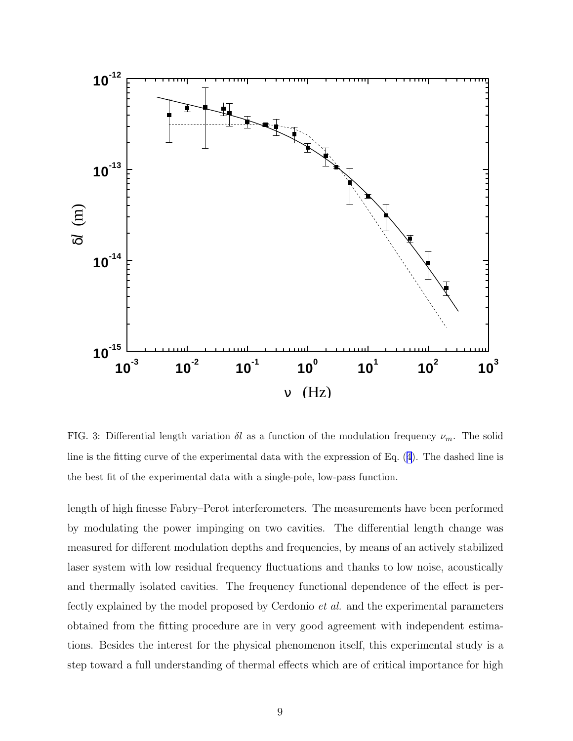FIG. 3: Differential length variation $\delta l$ as a function of the modulation frequency $\nu_m$. The solid line is the fitting curve of the experimental data with the expression of Eq. (4). The dashed line is the best fit of the experimental data with a single-pole, low-pass function.

length of high finesse Fabry–Perot interferometers. The measurements have been performed by modulating the power impinging on two cavities. The differential length change was measured for different modulation depths and frequencies, by means of an actively stabilized laser system with low residual frequency fluctuations and thanks to low noise, acoustically and thermally isolated cavities. The frequency functional dependence of the effect is perfectly explained by the model proposed by Cerdonio *et al.* and the experimental parameters obtained from the fitting procedure are in very good agreement with independent estimations. Besides the interest for the physical phenomenon itself, this experimental study is a step toward a full understanding of thermal effects which are of critical importance for high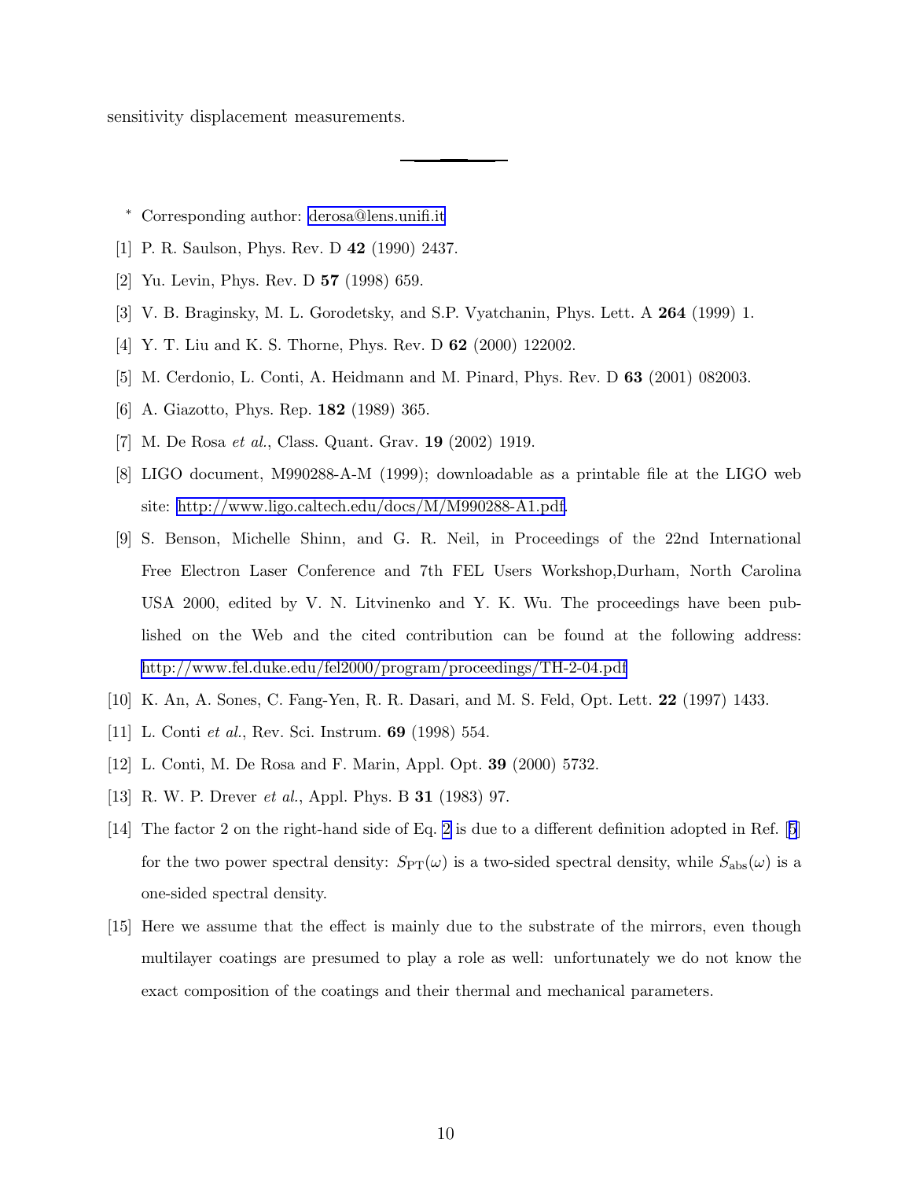sensitivity displacement measurements.

---

* Corresponding author: derosa@lens.unifi.it

[1] P. R. Saulson, Phys. Rev. D **42** (1990) 2437.

[2] Yu. Levin, Phys. Rev. D **57** (1998) 659.

[3] V. B. Braginsky, M. L. Gorodetsky, and S.P. Vyatchanin, Phys. Lett. A **264** (1999) 1.

[4] Y. T. Liu and K. S. Thorne, Phys. Rev. D **62** (2000) 122002.

[5] M. Cerdonio, L. Conti, A. Heidmann and M. Pinard, Phys. Rev. D **63** (2001) 082003.

[6] A. Giazotto, Phys. Rep. **182** (1989) 365.

[7] M. De Rosa *et al.*, Class. Quant. Grav. **19** (2002) 1919.

[8] LIGO document, M990288-A-M (1999); downloadable as a printable file at the LIGO web site: http://www.ligo.caltech.edu/docs/M/M990288-A1.pdf.

[9] S. Benson, Michelle Shinn, and G. R. Neil, in Proceedings of the 22nd International Free Electron Laser Conference and 7th FEL Users Workshop,Durham, North Carolina USA 2000, edited by V. N. Litvinenko and Y. K. Wu. The proceedings have been published on the Web and the cited contribution can be found at the following address: http://www.fel.duke.edu/fel2000/program/proceedings/TH-2-04.pdf

[10] K. An, A. Sones, C. Fang-Yen, R. R. Dasari, and M. S. Feld, Opt. Lett. **22** (1997) 1433.

[11] L. Conti *et al.*, Rev. Sci. Instrum. **69** (1998) 554.

[12] L. Conti, M. De Rosa and F. Marin, Appl. Opt. **39** (2000) 5732.

[13] R. W. P. Drever *et al.*, Appl. Phys. B **31** (1983) 97.

[14] The factor 2 on the right-hand side of Eq. 2 is due to a different definition adopted in Ref. [5] for the two power spectral density: $S_{\mathrm{PT}}(\omega)$ is a two-sided spectral density, while $S_{\mathrm{abs}}(\omega)$ is a one-sided spectral density.

[15] Here we assume that the effect is mainly due to the substrate of the mirrors, even though multilayer coatings are presumed to play a role as well: unfortunately we do not know the exact composition of the coatings and their thermal and mechanical parameters.